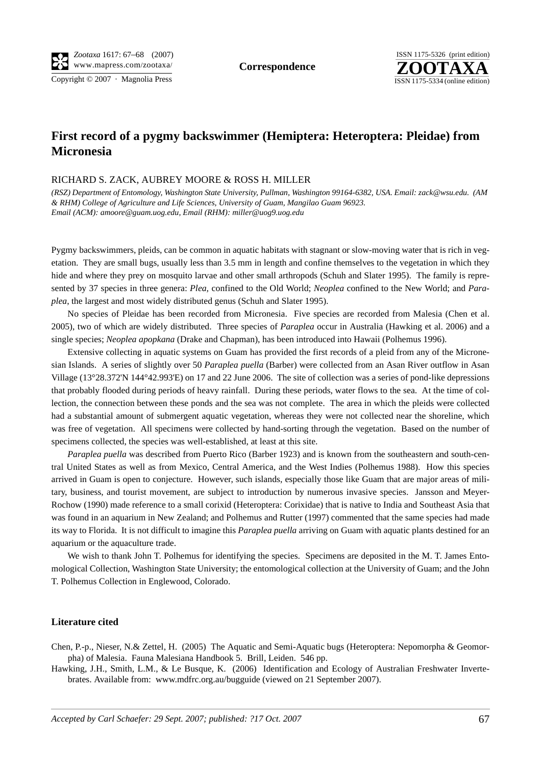**Correspondence**

# First record of a pygmy backswimmer (Hemiptera: Heteroptera: Pleidae) from Micronesia

RICHARD S. ZACK, AUBREY MOORE & ROSS H. MILLER

*(RSZ) Department of Entomology, Washington State University, Pullman, Washington 99164-6382, USA. Email: zack@wsu.edu. (AM & RHM) College of Agriculture and Life Sciences, University of Guam, Mangilao Guam 96923. Email (ACM): amoore@guam.uog.edu, Email (RHM): miller@uog9.uog.edu*

Pygmy backswimmers, pleids, can be common in aquatic habitats with stagnant or slow-moving water that is rich in vegetation. They are small bugs, usually less than 3.5 mm in length and confine themselves to the vegetation in which they hide and where they prey on mosquito larvae and other small arthropods (Schuh and Slater 1995). The family is represented by 37 species in three genera: *Plea,* confined to the Old World; *Neoplea* confined to the New World; and *Paraplea*, the largest and most widely distributed genus (Schuh and Slater 1995).

No species of Pleidae has been recorded from Micronesia. Five species are recorded from Malesia (Chen et al. 2005), two of which are widely distributed. Three species of *Paraplea* occur in Australia (Hawking et al. 2006) and a single species; *Neoplea apopkana* (Drake and Chapman), has been introduced into Hawaii (Polhemus 1996).

Extensive collecting in aquatic systems on Guam has provided the first records of a pleid from any of the Micronesian Islands. A series of slightly over 50 *Paraplea puella* (Barber) were collected from an Asan River outflow in Asan Village (13°28.372'N 144°42.993'E) on 17 and 22 June 2006. The site of collection was a series of pond-like depressions that probably flooded during periods of heavy rainfall. During these periods, water flows to the sea. At the time of collection, the connection between these ponds and the sea was not complete. The area in which the pleids were collected had a substantial amount of submergent aquatic vegetation, whereas they were not collected near the shoreline, which was free of vegetation. All specimens were collected by hand-sorting through the vegetation. Based on the number of specimens collected, the species was well-established, at least at this site.

*Paraplea puella* was described from Puerto Rico (Barber 1923) and is known from the southeastern and south-central United States as well as from Mexico, Central America, and the West Indies (Polhemus 1988). How this species arrived in Guam is open to conjecture. However, such islands, especially those like Guam that are major areas of military, business, and tourist movement, are subject to introduction by numerous invasive species. Jansson and Meyer-Rochow (1990) made reference to a small corixid (Heteroptera: Corixidae) that is native to India and Southeast Asia that was found in an aquarium in New Zealand; and Polhemus and Rutter (1997) commented that the same species had made its way to Florida. It is not difficult to imagine this *Paraplea puella* arriving on Guam with aquatic plants destined for an aquarium or the aquaculture trade.

We wish to thank John T. Polhemus for identifying the species. Specimens are deposited in the M. T. James Entomological Collection, Washington State University; the entomological collection at the University of Guam; and the John T. Polhemus Collection in Englewood, Colorado.

### Literature cited

Chen, P.-p., Nieser, N.& Zettel, H. (2005) The Aquatic and Semi-Aquatic bugs (Heteroptera: Nepomorpha & Geomorpha) of Malesia. Fauna Malesiana Handbook 5. Brill, Leiden. 546 pp.

Hawking, J.H., Smith, L.M., & Le Busque, K. (2006) Identification and Ecology of Australian Freshwater Invertebrates. Available from: www.mdfrc.org.au/bugguide (viewed on 21 September 2007).

*Accepted by Carl Schaefer: 29 Sept. 2007; published: ?17 Oct. 2007*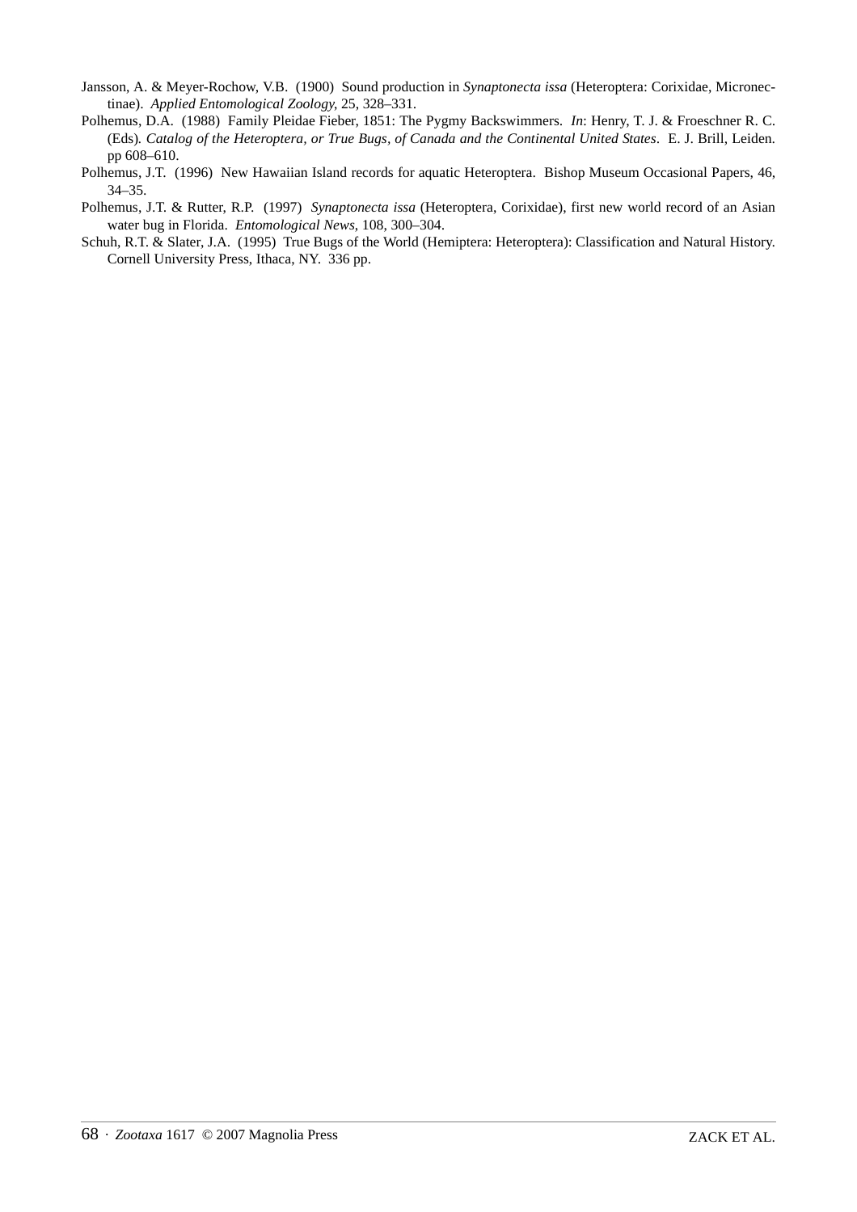Jansson, A. & Meyer-Rochow, V.B. (1900) Sound production in *Synaptonecta issa* (Heteroptera: Corixidae, Micronectinae). *Applied Entomological Zoology*, 25, 328–331.

Polhemus, D.A. (1988) Family Pleidae Fieber, 1851: The Pygmy Backswimmers. *In*: Henry, T. J. & Froeschner R. C. (Eds). *Catalog of the Heteroptera, or True Bugs, of Canada and the Continental United States*. E. J. Brill, Leiden. pp 608–610.

Polhemus, J.T. (1996) New Hawaiian Island records for aquatic Heteroptera. Bishop Museum Occasional Papers, 46, 34–35.

Polhemus, J.T. & Rutter, R.P. (1997) *Synaptonecta issa* (Heteroptera, Corixidae), first new world record of an Asian water bug in Florida. *Entomological News*, 108, 300–304.

Schuh, R.T. & Slater, J.A. (1995) True Bugs of the World (Hemiptera: Heteroptera): Classification and Natural History. Cornell University Press, Ithaca, NY. 336 pp.